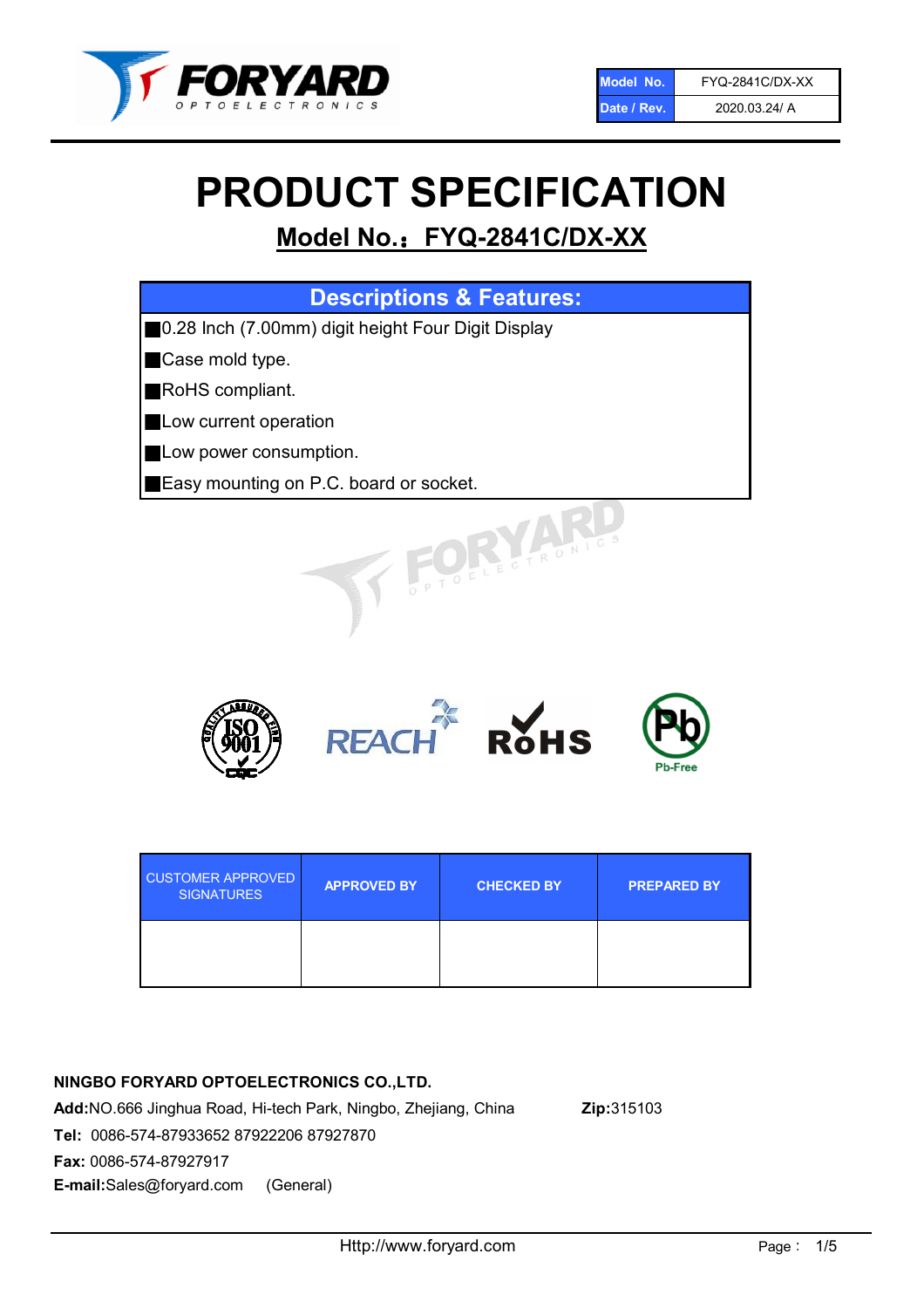| Model No. | FYQ-2841C/DX-XX |
| --- | --- |
| Date / Rev. | 2020.03.24/ A |

# PRODUCT SPECIFICATION

## Model No.：FYQ-2841C/DX-XX

| Descriptions & Features: |
| --- |
| ■0.28 Inch (7.00mm) digit height Four Digit Display |
| ■Case mold type. |
| ■RoHS compliant. |
| ■Low current operation |
| ■Low power consumption. |
| ■Easy mounting on P.C. board or socket. |

| CUSTOMER APPROVED SIGNATURES | APPROVED BY | CHECKED BY | PREPARED BY |
| --- | --- | --- | --- |
| | | | |

**NINGBO FORYARD OPTOELECTRONICS CO.,LTD.**

**Add:**NO.666 Jinghua Road, Hi-tech Park, Ningbo, Zhejiang, China **Zip:**315103

**Tel:** 0086-574-87933652 87922206 87927870

**Fax:** 0086-574-87927917

**E-mail:**Sales@foryard.com (General)

Http://www.foryard.com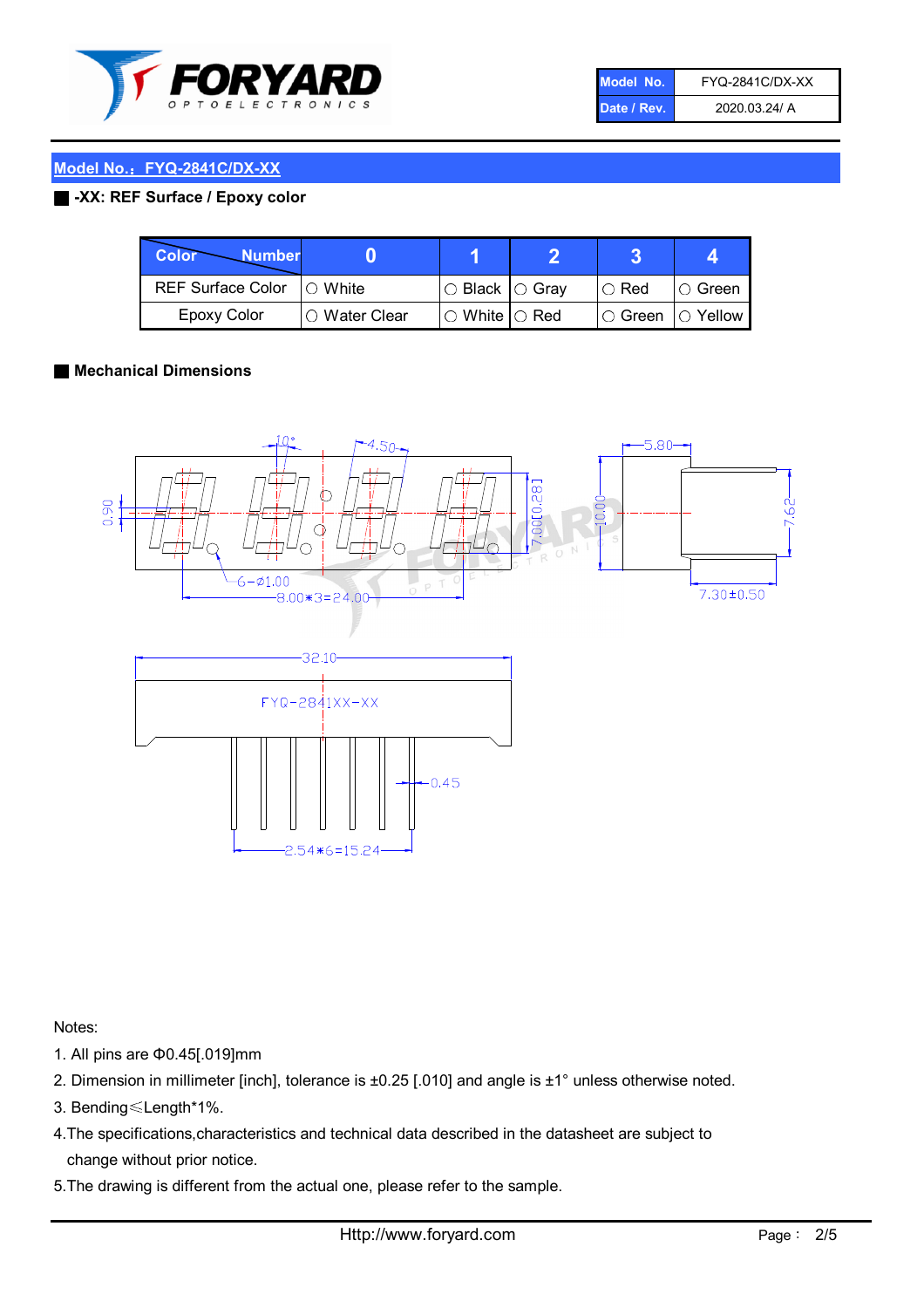| Model No. | FYQ-2841C/DX-XX |
|---|---|
| Date / Rev. | 2020.03.24/ A |

## Model No.：FYQ-2841C/DX-XX

### ■ -XX: REF Surface / Epoxy color

| Color \ Number | 0 | 1 | 2 | 3 | 4 |
|---|---|---|---|---|---|
| REF Surface Color | ○ White | ○ Black | ○ Gray | ○ Red | ○ Green |
| Epoxy Color | ○ Water Clear | ○ White | ○ Red | ○ Green | ○ Yellow |

### ■ Mechanical Dimensions

10° 4.50 5.80 0.90 7.00[0.28] 10.00 7.62 6−Ø1.00 8.00*3=24.00 7.30±0.50 32.10 FYQ-2841XX-XX 0.45 2.54*6=15.24

Notes:

1. All pins are Φ0.45[.019]mm
2. Dimension in millimeter [inch], tolerance is ±0.25 [.010] and angle is ±1° unless otherwise noted.
3. Bending≤Length*1%.
4. The specifications,characteristics and technical data described in the datasheet are subject to change without prior notice.
5. The drawing is different from the actual one, please refer to the sample.

Http://www.foryard.com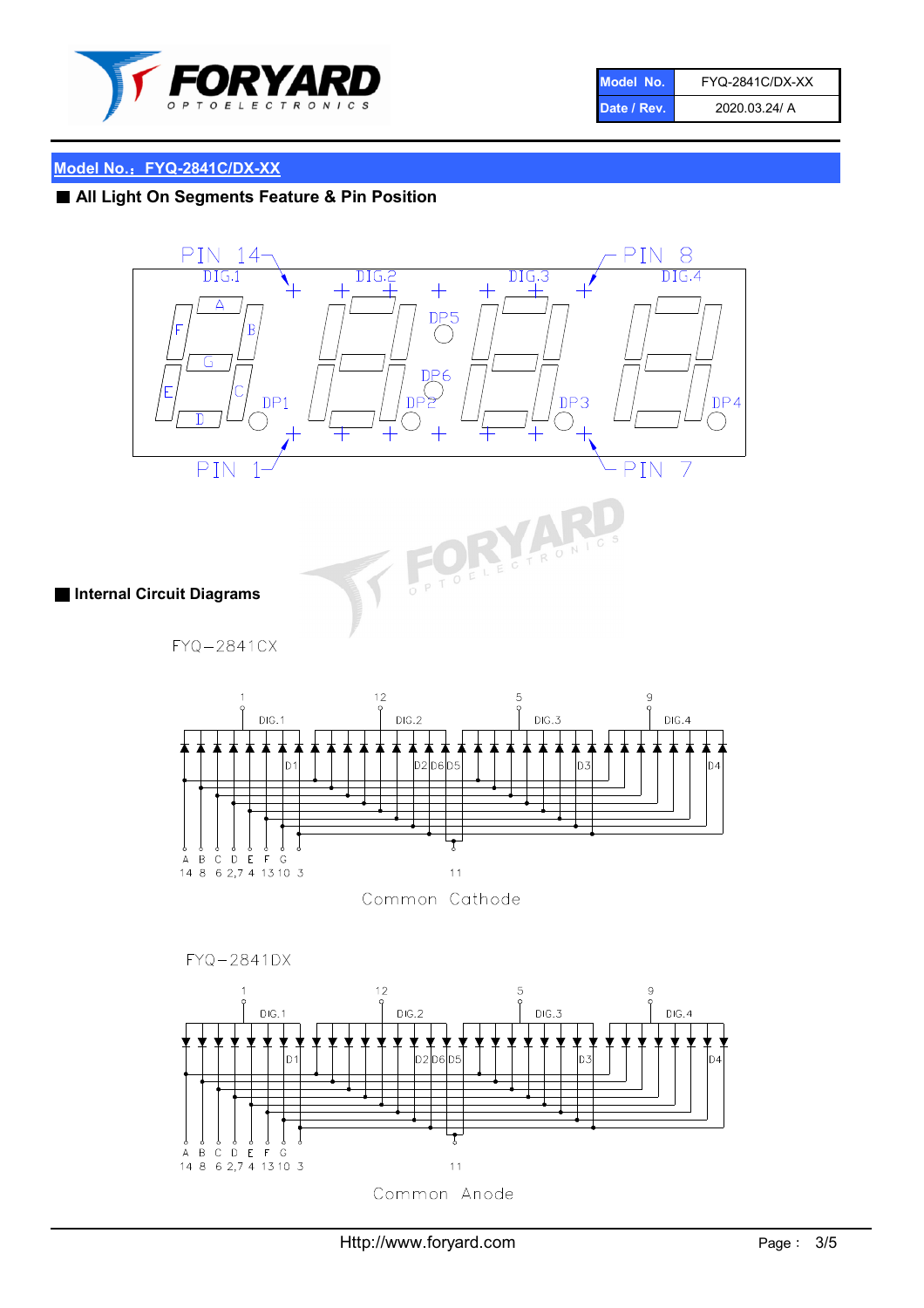## Model No.：FYQ-2841C/DX-XX

### ■ All Light On Segments Feature & Pin Position

PIN 14 — DIG.1 — DIG.2 — DIG.3 — DIG.4 — PIN 8

A B C D E F G DP1 DP2 DP3 DP4 DP5 DP6

PIN 1 — PIN 7

### ■ Internal Circuit Diagrams

FYQ−2841CX

1 DIG.1 12 DIG.2 5 DIG.3 9 DIG.4

D1 D2 D6 D5 D3 D4

| A | B | C | D | E | F | G | |
|---|---|---|---|---|---|---|---|
| 14 | 8 | 6 | 2,7 | 4 | 13 | 10 | 3 |

11

Common Cathode

FYQ−2841DX

1 DIG.1 12 DIG.2 5 DIG.3 9 DIG.4

D1 D2 D6 D5 D3 D4

| A | B | C | D | E | F | G | |
|---|---|---|---|---|---|---|---|
| 14 | 8 | 6 | 2,7 | 4 | 13 | 10 | 3 |

11

Common Anode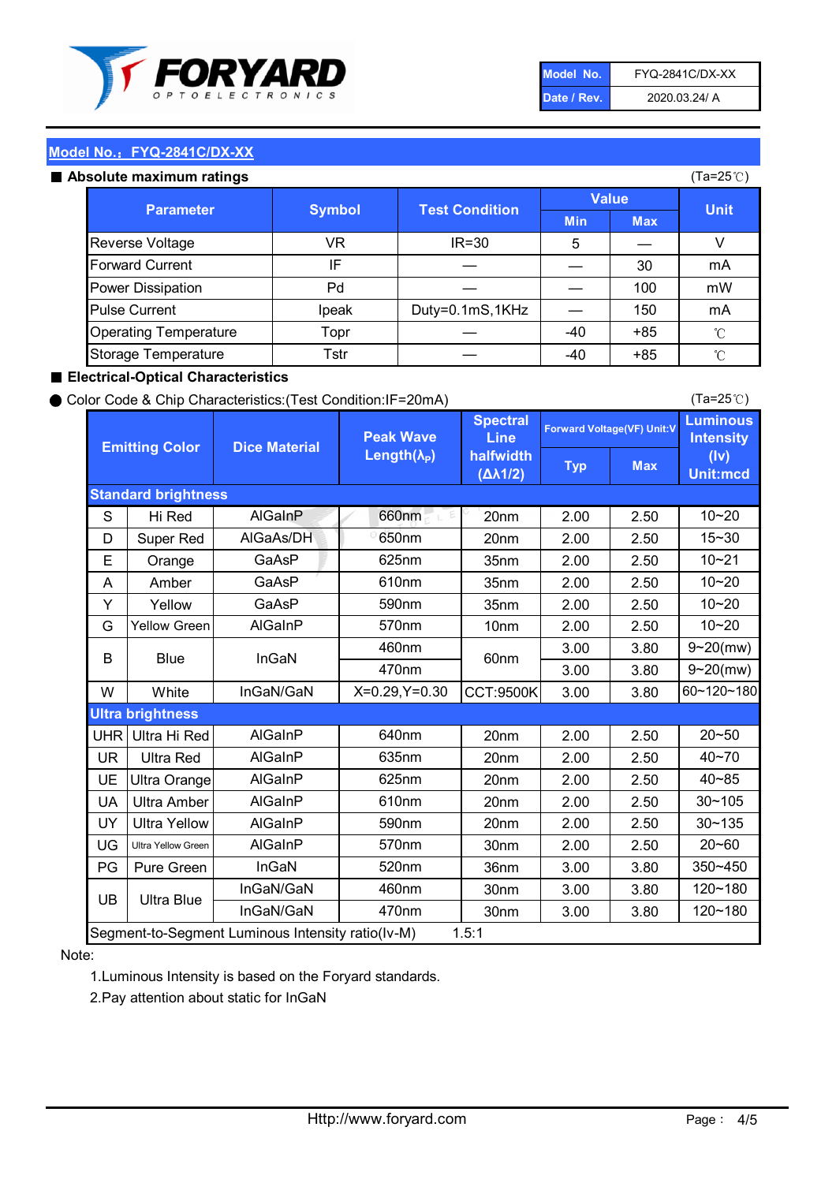| Model No. | FYQ-2841C/DX-XX |
| --- | --- |
| Date / Rev. | 2020.03.24/ A |

## Model No.：FYQ-2841C/DX-XX

### ■ Absolute maximum ratings

(Ta=25℃)

| Parameter | Symbol | Test Condition | Value | | Unit |
| --- | --- | --- | --- | --- | --- |
| | | | Min | Max | |
| Reverse Voltage | VR | IR=30 | 5 | — | V |
| Forward Current | IF | — | — | 30 | mA |
| Power Dissipation | Pd | — | — | 100 | mW |
| Pulse Current | Ipeak | Duty=0.1mS,1KHz | — | 150 | mA |
| Operating Temperature | Topr | — | -40 | +85 | ℃ |
| Storage Temperature | Tstr | — | -40 | +85 | ℃ |

### ■ Electrical-Optical Characteristics

● Color Code & Chip Characteristics:(Test Condition:IF=20mA)

(Ta=25℃)

| Emitting Color | | Dice Material | Peak Wave Length($\lambda_P$) | Spectral Line halfwidth ($\Delta\lambda 1/2$) | Forward Voltage(VF) Unit:V | | Luminous Intensity (Iv) Unit:mcd |
| --- | --- | --- | --- | --- | --- | --- | --- |
| | | | | | Typ | Max | |
| **Standard brightness** | | | | | | | |
| S | Hi Red | AlGaInP | 660nm | 20nm | 2.00 | 2.50 | 10~20 |
| D | Super Red | AlGaAs/DH | 650nm | 20nm | 2.00 | 2.50 | 15~30 |
| E | Orange | GaAsP | 625nm | 35nm | 2.00 | 2.50 | 10~21 |
| A | Amber | GaAsP | 610nm | 35nm | 2.00 | 2.50 | 10~20 |
| Y | Yellow | GaAsP | 590nm | 35nm | 2.00 | 2.50 | 10~20 |
| G | Yellow Green | AlGaInP | 570nm | 10nm | 2.00 | 2.50 | 10~20 |
| B | Blue | InGaN | 460nm | 60nm | 3.00 | 3.80 | 9~20(mw) |
| | | | 470nm | | 3.00 | 3.80 | 9~20(mw) |
| W | White | InGaN/GaN | X=0.29,Y=0.30 | CCT:9500K | 3.00 | 3.80 | 60~120~180 |
| **Ultra brightness** | | | | | | | |
| UHR | Ultra Hi Red | AlGaInP | 640nm | 20nm | 2.00 | 2.50 | 20~50 |
| UR | Ultra Red | AlGaInP | 635nm | 20nm | 2.00 | 2.50 | 40~70 |
| UE | Ultra Orange | AlGaInP | 625nm | 20nm | 2.00 | 2.50 | 40~85 |
| UA | Ultra Amber | AlGaInP | 610nm | 20nm | 2.00 | 2.50 | 30~105 |
| UY | Ultra Yellow | AlGaInP | 590nm | 20nm | 2.00 | 2.50 | 30~135 |
| UG | Ultra Yellow Green | AlGaInP | 570nm | 30nm | 2.00 | 2.50 | 20~60 |
| PG | Pure Green | InGaN | 520nm | 36nm | 3.00 | 3.80 | 350~450 |
| UB | Ultra Blue | InGaN/GaN | 460nm | 30nm | 3.00 | 3.80 | 120~180 |
| | | InGaN/GaN | 470nm | 30nm | 3.00 | 3.80 | 120~180 |
| Segment-to-Segment Luminous Intensity ratio(Iv-M) | | | 1.5:1 | | | | |

Note:

1.Luminous Intensity is based on the Foryard standards.

2.Pay attention about static for InGaN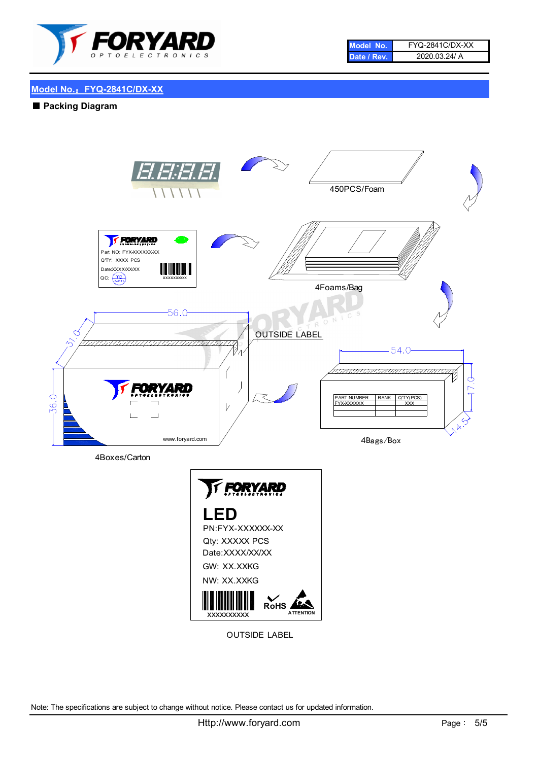| Model No. | FYQ-2841C/DX-XX |
| --- | --- |
| Date / Rev. | 2020.03.24/ A |

## Model No.：FYQ-2841C/DX-XX

### ■ Packing Diagram

450PCS/Foam

Part NO: FYX-XXXXXXX-XX
Q'TY: XXXX PCS
Date:XXXX/XX/XX
QC:
XXXXXXXXXX

4Foams/Bag

56.0
31.0
36.0
OUTSIDE LABEL
www.foryard.com

4Boxes/Carton

54.0
17.0
14.5

| PART NUMBER | RANK | Q'TY(PCS) |
| --- | --- | --- |
| FYX-XXXXXX | | XXX |
| | | |
| | | |

4Bags/Box

LED
PN:FYX-XXXXXX-XX
Qty: XXXXX PCS
Date:XXXX/XX/XX
GW: XX.XXKG
NW: XX.XXKG
XXXXXXXXXX
RoHS
ATTENTION

OUTSIDE LABEL

Note: The specifications are subject to change without notice. Please contact us for updated information.

Http://www.foryard.com